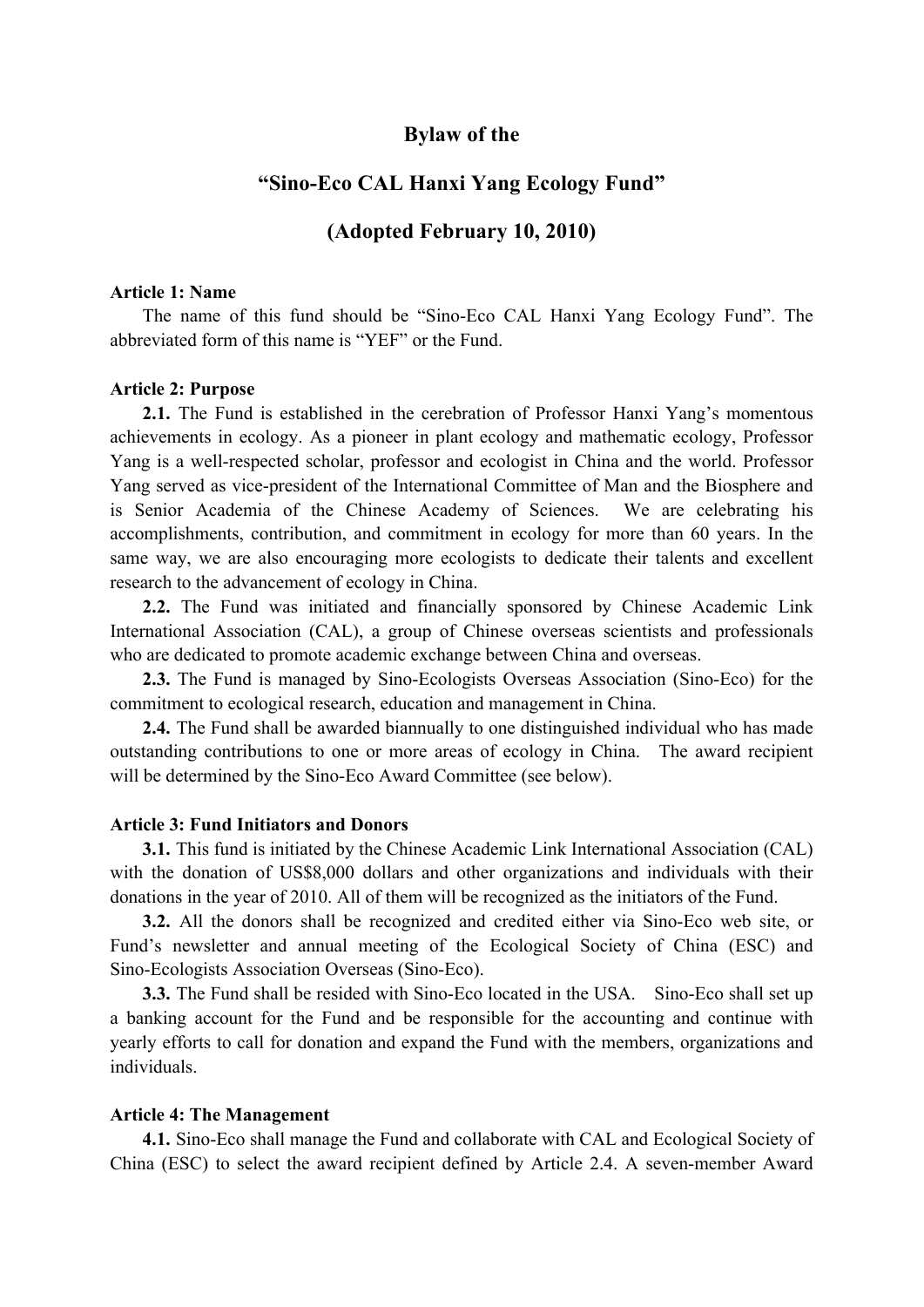# Bylaw of the

# "Sino-Eco CAL Hanxi Yang Ecology Fund"

# (Adopted February 10, 2010)

**Article 1: Name**

The name of this fund should be "Sino-Eco CAL Hanxi Yang Ecology Fund". The abbreviated form of this name is "YEF" or the Fund.

**Article 2: Purpose**

**2.1.** The Fund is established in the cerebration of Professor Hanxi Yang's momentous achievements in ecology. As a pioneer in plant ecology and mathematic ecology, Professor Yang is a well-respected scholar, professor and ecologist in China and the world. Professor Yang served as vice-president of the International Committee of Man and the Biosphere and is Senior Academia of the Chinese Academy of Sciences. We are celebrating his accomplishments, contribution, and commitment in ecology for more than 60 years. In the same way, we are also encouraging more ecologists to dedicate their talents and excellent research to the advancement of ecology in China.

**2.2.** The Fund was initiated and financially sponsored by Chinese Academic Link International Association (CAL), a group of Chinese overseas scientists and professionals who are dedicated to promote academic exchange between China and overseas.

**2.3.** The Fund is managed by Sino-Ecologists Overseas Association (Sino-Eco) for the commitment to ecological research, education and management in China.

**2.4.** The Fund shall be awarded biannually to one distinguished individual who has made outstanding contributions to one or more areas of ecology in China. The award recipient will be determined by the Sino-Eco Award Committee (see below).

**Article 3: Fund Initiators and Donors**

**3.1.** This fund is initiated by the Chinese Academic Link International Association (CAL) with the donation of US$8,000 dollars and other organizations and individuals with their donations in the year of 2010. All of them will be recognized as the initiators of the Fund.

**3.2.** All the donors shall be recognized and credited either via Sino-Eco web site, or Fund's newsletter and annual meeting of the Ecological Society of China (ESC) and Sino-Ecologists Association Overseas (Sino-Eco).

**3.3.** The Fund shall be resided with Sino-Eco located in the USA. Sino-Eco shall set up a banking account for the Fund and be responsible for the accounting and continue with yearly efforts to call for donation and expand the Fund with the members, organizations and individuals.

**Article 4: The Management**

**4.1.** Sino-Eco shall manage the Fund and collaborate with CAL and Ecological Society of China (ESC) to select the award recipient defined by Article 2.4. A seven-member Award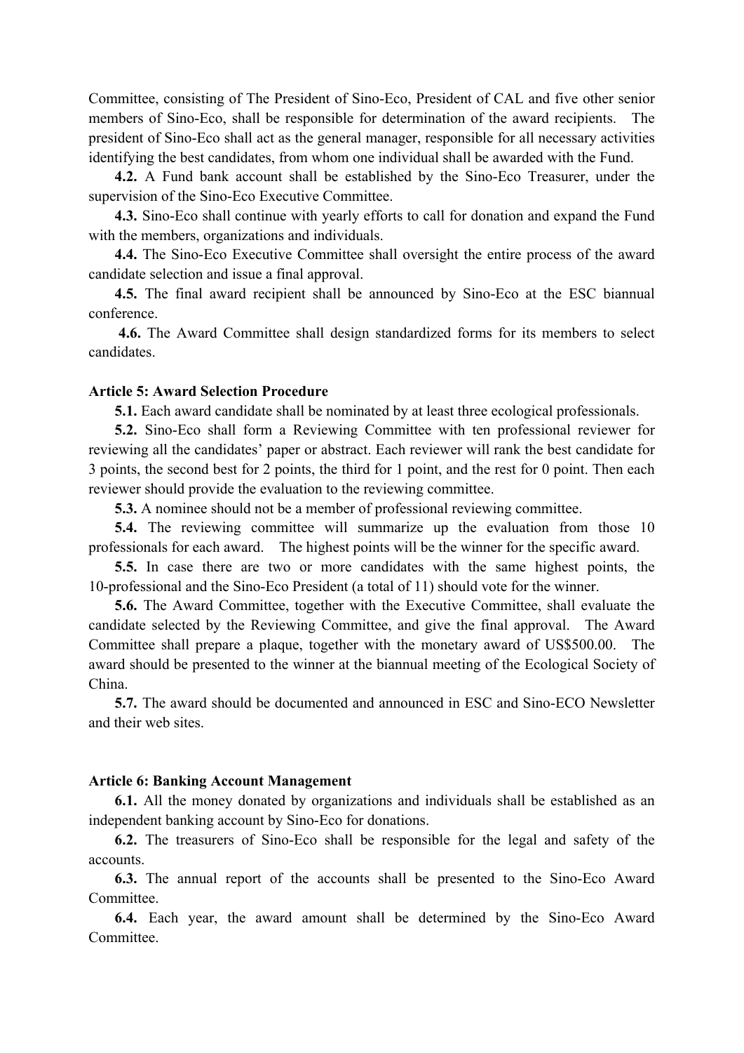Committee, consisting of The President of Sino-Eco, President of CAL and five other senior members of Sino-Eco, shall be responsible for determination of the award recipients. The president of Sino-Eco shall act as the general manager, responsible for all necessary activities identifying the best candidates, from whom one individual shall be awarded with the Fund.

**4.2.** A Fund bank account shall be established by the Sino-Eco Treasurer, under the supervision of the Sino-Eco Executive Committee.

**4.3.** Sino-Eco shall continue with yearly efforts to call for donation and expand the Fund with the members, organizations and individuals.

**4.4.** The Sino-Eco Executive Committee shall oversight the entire process of the award candidate selection and issue a final approval.

**4.5.** The final award recipient shall be announced by Sino-Eco at the ESC biannual conference.

**4.6.** The Award Committee shall design standardized forms for its members to select candidates.

**Article 5: Award Selection Procedure**

**5.1.** Each award candidate shall be nominated by at least three ecological professionals.

**5.2.** Sino-Eco shall form a Reviewing Committee with ten professional reviewer for reviewing all the candidates' paper or abstract. Each reviewer will rank the best candidate for 3 points, the second best for 2 points, the third for 1 point, and the rest for 0 point. Then each reviewer should provide the evaluation to the reviewing committee.

**5.3.** A nominee should not be a member of professional reviewing committee.

**5.4.** The reviewing committee will summarize up the evaluation from those 10 professionals for each award. The highest points will be the winner for the specific award.

**5.5.** In case there are two or more candidates with the same highest points, the 10-professional and the Sino-Eco President (a total of 11) should vote for the winner.

**5.6.** The Award Committee, together with the Executive Committee, shall evaluate the candidate selected by the Reviewing Committee, and give the final approval. The Award Committee shall prepare a plaque, together with the monetary award of US$500.00. The award should be presented to the winner at the biannual meeting of the Ecological Society of China.

**5.7.** The award should be documented and announced in ESC and Sino-ECO Newsletter and their web sites.

**Article 6: Banking Account Management**

**6.1.** All the money donated by organizations and individuals shall be established as an independent banking account by Sino-Eco for donations.

**6.2.** The treasurers of Sino-Eco shall be responsible for the legal and safety of the accounts.

**6.3.** The annual report of the accounts shall be presented to the Sino-Eco Award Committee.

**6.4.** Each year, the award amount shall be determined by the Sino-Eco Award Committee.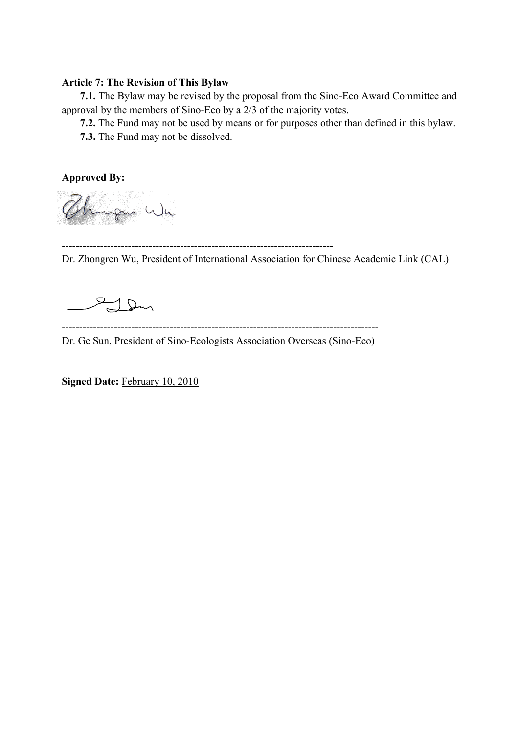**Article 7: The Revision of This Bylaw**

**7.1.** The Bylaw may be revised by the proposal from the Sino-Eco Award Committee and approval by the members of Sino-Eco by a 2/3 of the majority votes.

**7.2.** The Fund may not be used by means or for purposes other than defined in this bylaw.

**7.3.** The Fund may not be dissolved.

**Approved By:**

--------------------------------------------------------------------------------

Dr. Zhongren Wu, President of International Association for Chinese Academic Link (CAL)

--------------------------------------------------------------------------------------------

Dr. Ge Sun, President of Sino-Ecologists Association Overseas (Sino-Eco)

**Signed Date:** February 10, 2010